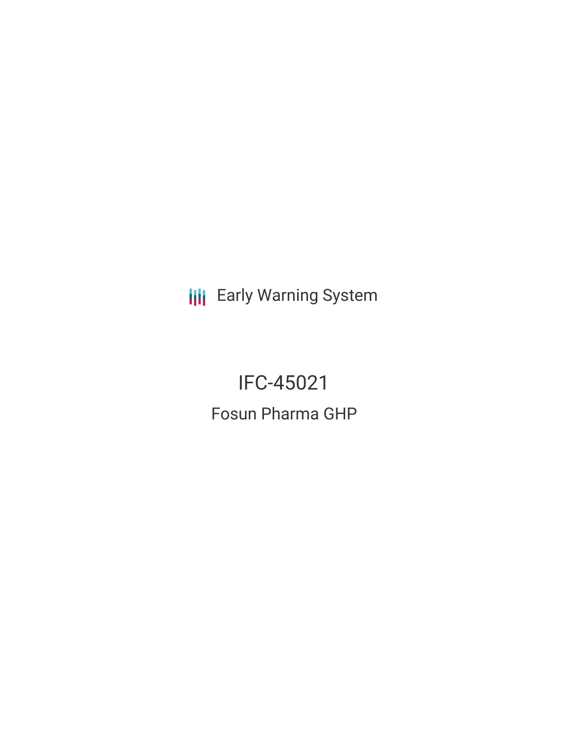Early Warning System

# IFC-45021

## Fosun Pharma GHP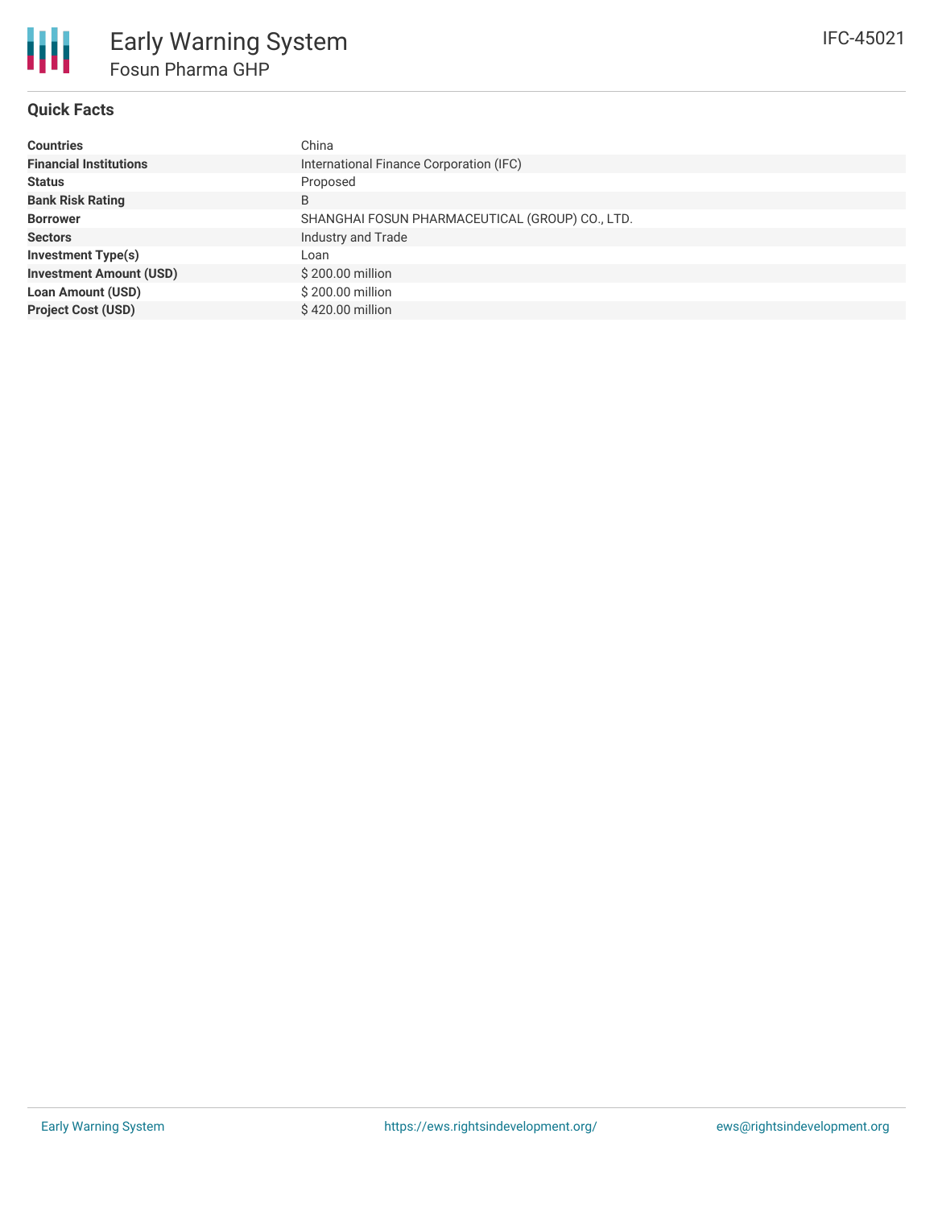# Early Warning System

## Fosun Pharma GHP

IFC-45021

### Quick Facts

| | |
|---|---|
| **Countries** | China |
| **Financial Institutions** | International Finance Corporation (IFC) |
| **Status** | Proposed |
| **Bank Risk Rating** | B |
| **Borrower** | SHANGHAI FOSUN PHARMACEUTICAL (GROUP) CO., LTD. |
| **Sectors** | Industry and Trade |
| **Investment Type(s)** | Loan |
| **Investment Amount (USD)** | $ 200.00 million |
| **Loan Amount (USD)** | $ 200.00 million |
| **Project Cost (USD)** | $ 420.00 million |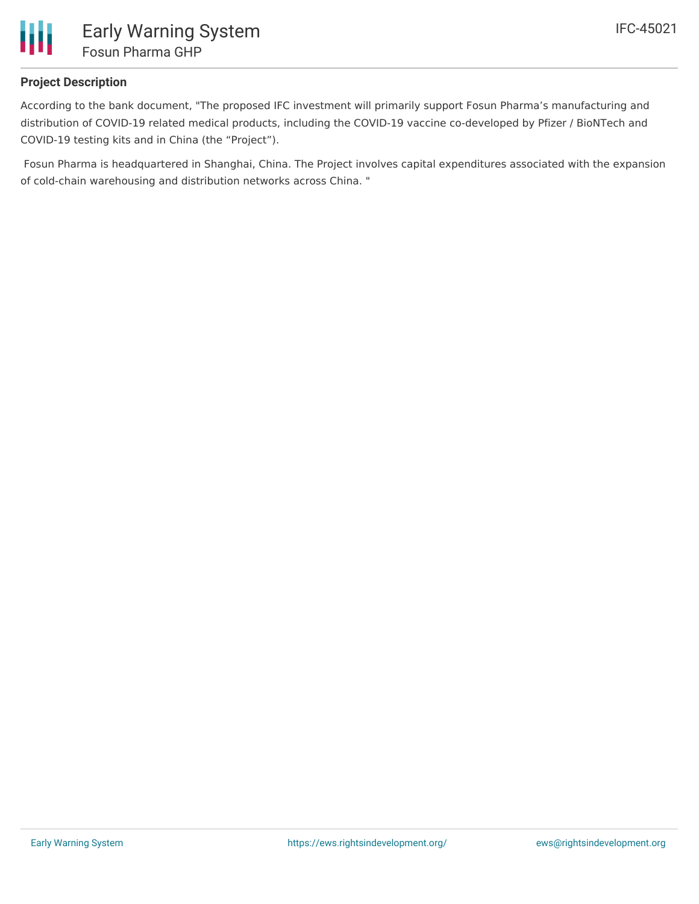## Project Description

According to the bank document, "The proposed IFC investment will primarily support Fosun Pharma’s manufacturing and distribution of COVID-19 related medical products, including the COVID-19 vaccine co-developed by Pfizer / BioNTech and COVID-19 testing kits and in China (the “Project”).

Fosun Pharma is headquartered in Shanghai, China. The Project involves capital expenditures associated with the expansion of cold-chain warehousing and distribution networks across China. "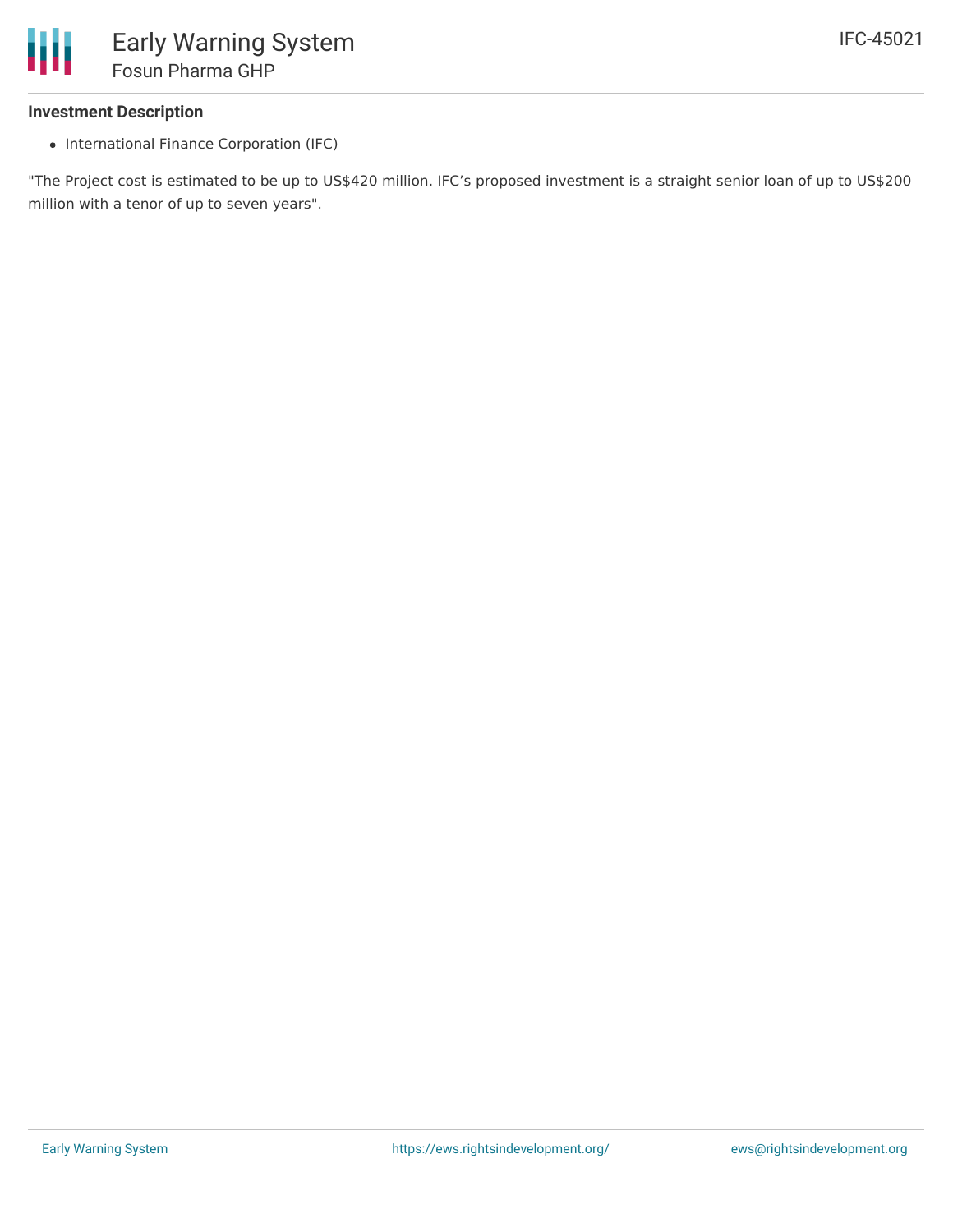### Investment Description

- International Finance Corporation (IFC)

"The Project cost is estimated to be up to US$420 million. IFC's proposed investment is a straight senior loan of up to US$200 million with a tenor of up to seven years".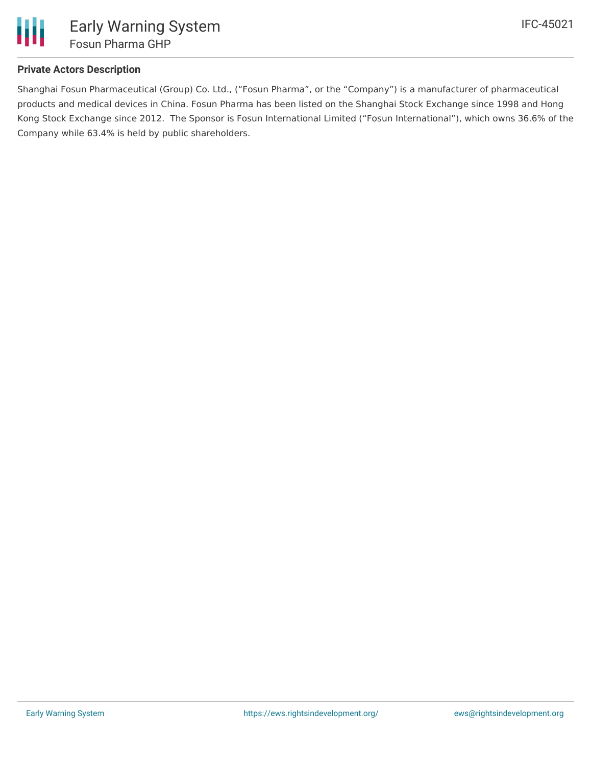**Private Actors Description**

Shanghai Fosun Pharmaceutical (Group) Co. Ltd., ("Fosun Pharma", or the "Company") is a manufacturer of pharmaceutical products and medical devices in China. Fosun Pharma has been listed on the Shanghai Stock Exchange since 1998 and Hong Kong Stock Exchange since 2012. The Sponsor is Fosun International Limited ("Fosun International"), which owns 36.6% of the Company while 63.4% is held by public shareholders.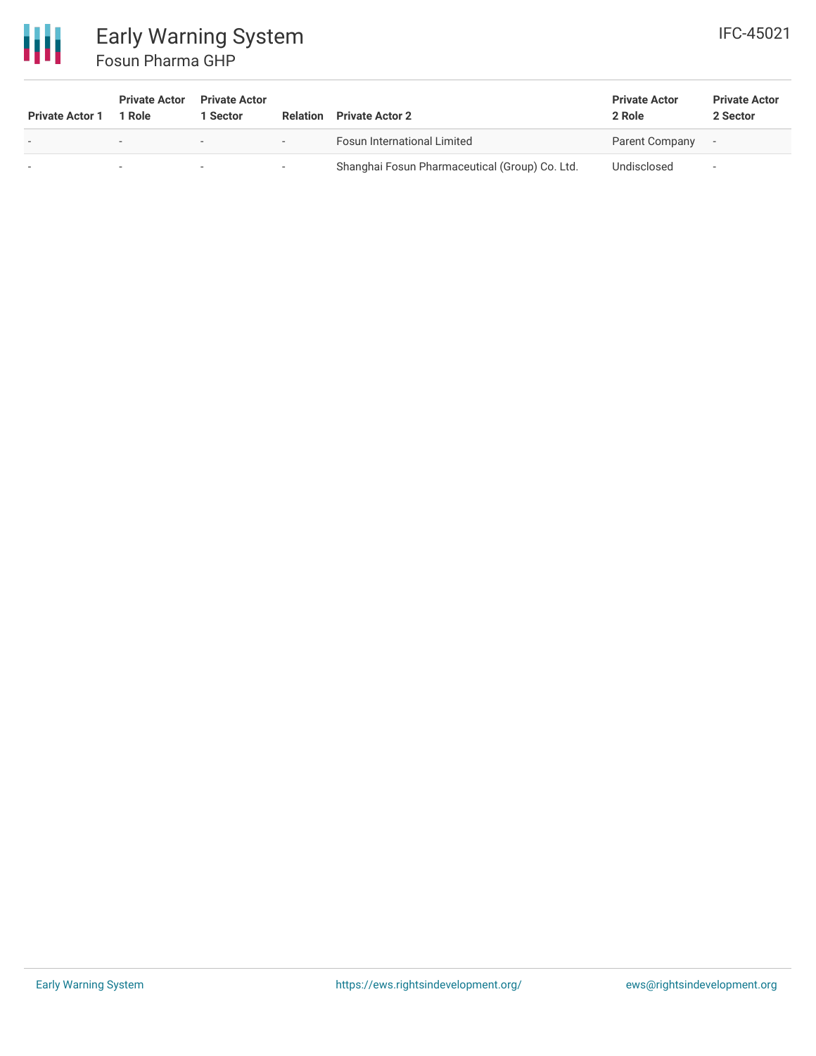| Private Actor 1 | Private Actor 1 Role | Private Actor 1 Sector | Relation | Private Actor 2 | Private Actor 2 Role | Private Actor 2 Sector |
|---|---|---|---|---|---|---|
| - | - | - | - | Fosun International Limited | Parent Company | - |
| - | - | - | - | Shanghai Fosun Pharmaceutical (Group) Co. Ltd. | Undisclosed | - |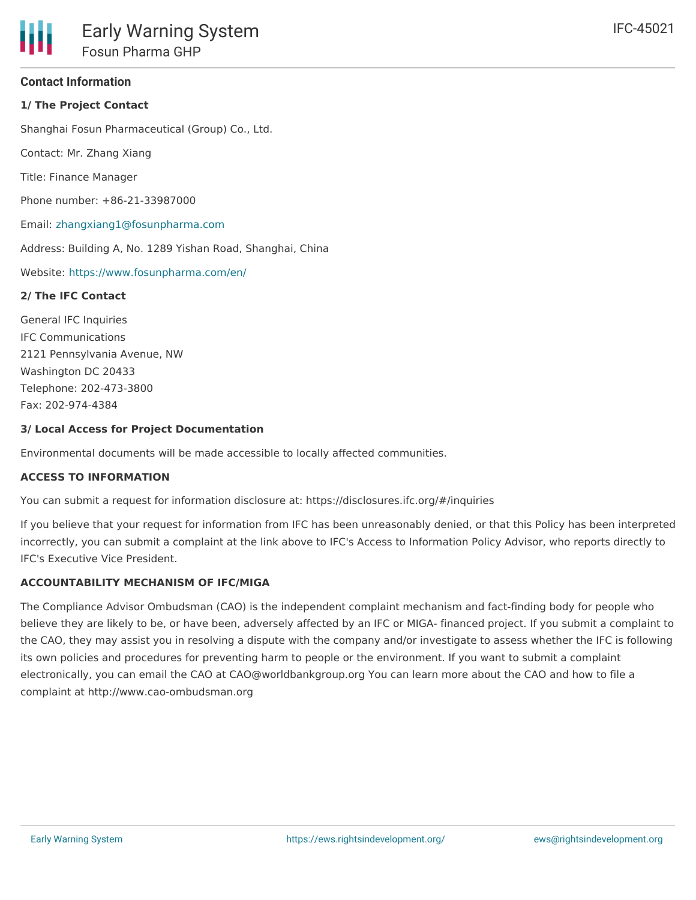## Contact Information

**1/ The Project Contact**

Shanghai Fosun Pharmaceutical (Group) Co., Ltd.

Contact: Mr. Zhang Xiang

Title: Finance Manager

Phone number: +86-21-33987000

Email: zhangxiang1@fosunpharma.com

Address: Building A, No. 1289 Yishan Road, Shanghai, China

Website: https://www.fosunpharma.com/en/

**2/ The IFC Contact**

General IFC Inquiries
IFC Communications
2121 Pennsylvania Avenue, NW
Washington DC 20433
Telephone: 202-473-3800
Fax: 202-974-4384

**3/ Local Access for Project Documentation**

Environmental documents will be made accessible to locally affected communities.

**ACCESS TO INFORMATION**

You can submit a request for information disclosure at: https://disclosures.ifc.org/#/inquiries

If you believe that your request for information from IFC has been unreasonably denied, or that this Policy has been interpreted incorrectly, you can submit a complaint at the link above to IFC's Access to Information Policy Advisor, who reports directly to IFC's Executive Vice President.

**ACCOUNTABILITY MECHANISM OF IFC/MIGA**

The Compliance Advisor Ombudsman (CAO) is the independent complaint mechanism and fact-finding body for people who believe they are likely to be, or have been, adversely affected by an IFC or MIGA- financed project. If you submit a complaint to the CAO, they may assist you in resolving a dispute with the company and/or investigate to assess whether the IFC is following its own policies and procedures for preventing harm to people or the environment. If you want to submit a complaint electronically, you can email the CAO at CAO@worldbankgroup.org You can learn more about the CAO and how to file a complaint at http://www.cao-ombudsman.org